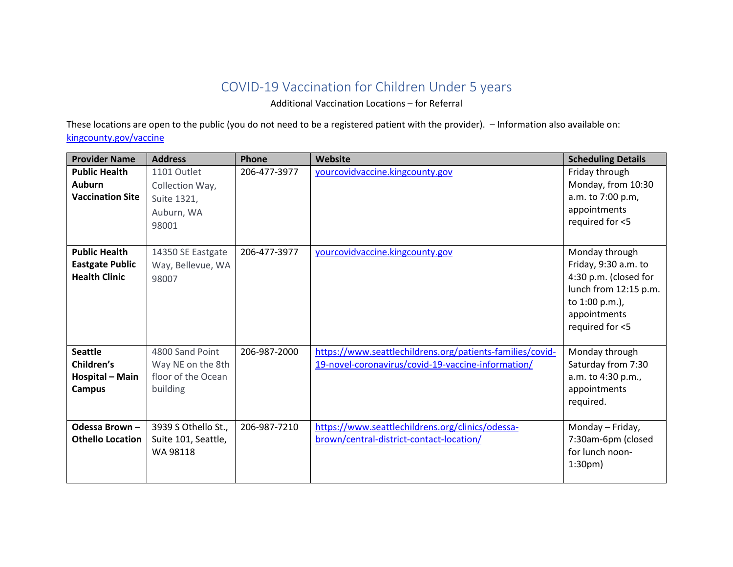# COVID-19 Vaccination for Children Under 5 years

Additional Vaccination Locations – for Referral

These locations are open to the public (you do not need to be a registered patient with the provider). – Information also available on: [kingcounty.gov/vaccine](kingcounty.gov/vaccine)

| Provider Name | Address | Phone | Website | Scheduling Details |
| --- | --- | --- | --- | --- |
| **Public Health Auburn Vaccination Site** | 1101 Outlet Collection Way, Suite 1321, Auburn, WA 98001 | 206-477-3977 | [yourcovidvaccine.kingcounty.gov](yourcovidvaccine.kingcounty.gov) | Friday through Monday, from 10:30 a.m. to 7:00 p.m, appointments required for <5 |
| **Public Health Eastgate Public Health Clinic** | 14350 SE Eastgate Way, Bellevue, WA 98007 | 206-477-3977 | [yourcovidvaccine.kingcounty.gov](yourcovidvaccine.kingcounty.gov) | Monday through Friday, 9:30 a.m. to 4:30 p.m. (closed for lunch from 12:15 p.m. to 1:00 p.m.), appointments required for <5 |
| **Seattle Children's Hospital – Main Campus** | 4800 Sand Point Way NE on the 8th floor of the Ocean building | 206-987-2000 | [https://www.seattlechildrens.org/patients-families/covid-19-novel-coronavirus/covid-19-vaccine-information/](https://www.seattlechildrens.org/patients-families/covid-19-novel-coronavirus/covid-19-vaccine-information/) | Monday through Saturday from 7:30 a.m. to 4:30 p.m., appointments required. |
| **Odessa Brown – Othello Location** | 3939 S Othello St., Suite 101, Seattle, WA 98118 | 206-987-7210 | [https://www.seattlechildrens.org/clinics/odessa-brown/central-district-contact-location/](https://www.seattlechildrens.org/clinics/odessa-brown/central-district-contact-location/) | Monday – Friday, 7:30am-6pm (closed for lunch noon-1:30pm) |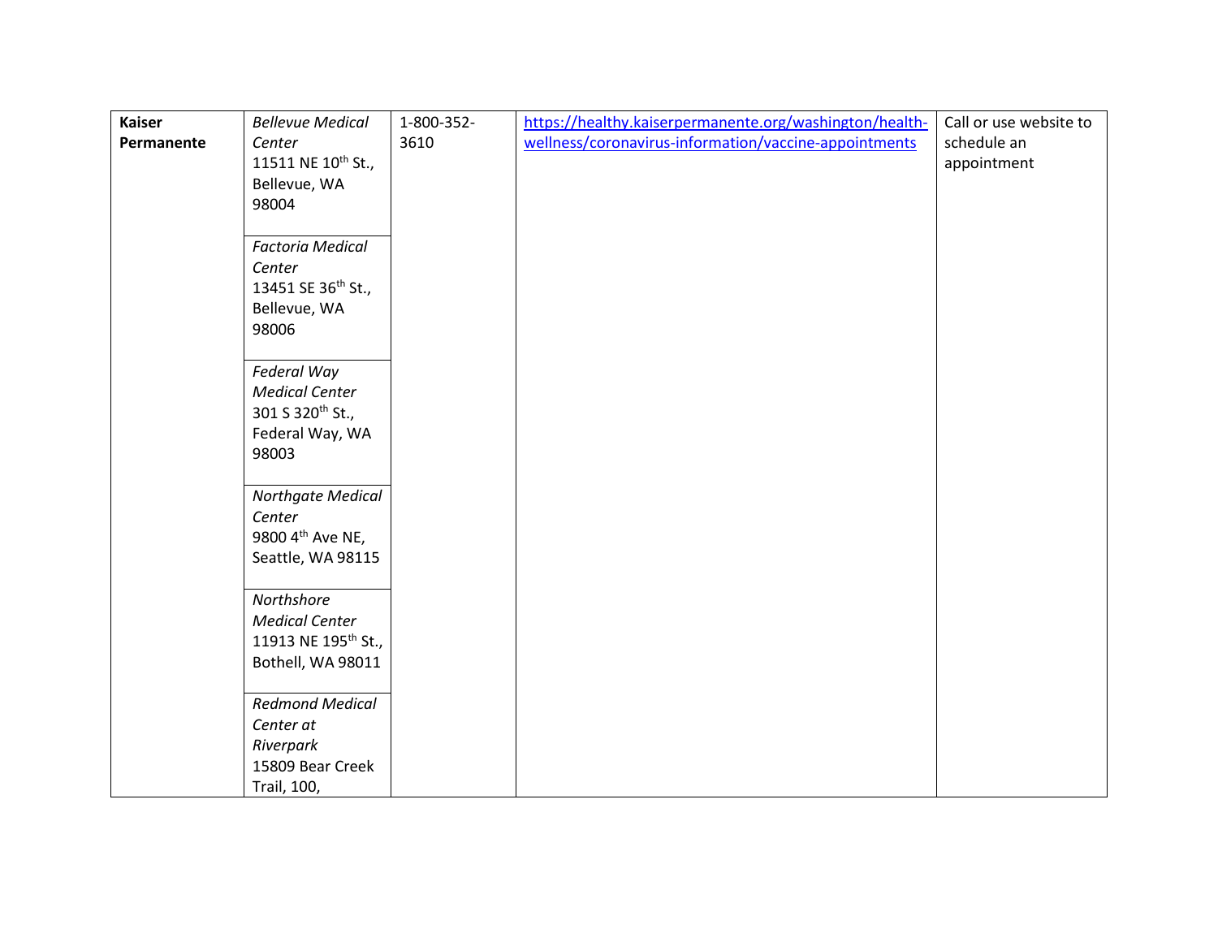| | | | | |
|---|---|---|---|---|
| **Kaiser Permanente** | *Bellevue Medical Center* 11511 NE 10th St., Bellevue, WA 98004 | 1-800-352-3610 | https://healthy.kaiserpermanente.org/washington/health-wellness/coronavirus-information/vaccine-appointments | Call or use website to schedule an appointment |
| | *Factoria Medical Center* 13451 SE 36th St., Bellevue, WA 98006 | | | |
| | *Federal Way Medical Center* 301 S 320th St., Federal Way, WA 98003 | | | |
| | *Northgate Medical Center* 9800 4th Ave NE, Seattle, WA 98115 | | | |
| | *Northshore Medical Center* 11913 NE 195th St., Bothell, WA 98011 | | | |
| | *Redmond Medical Center at Riverpark* 15809 Bear Creek Trail, 100, | | | |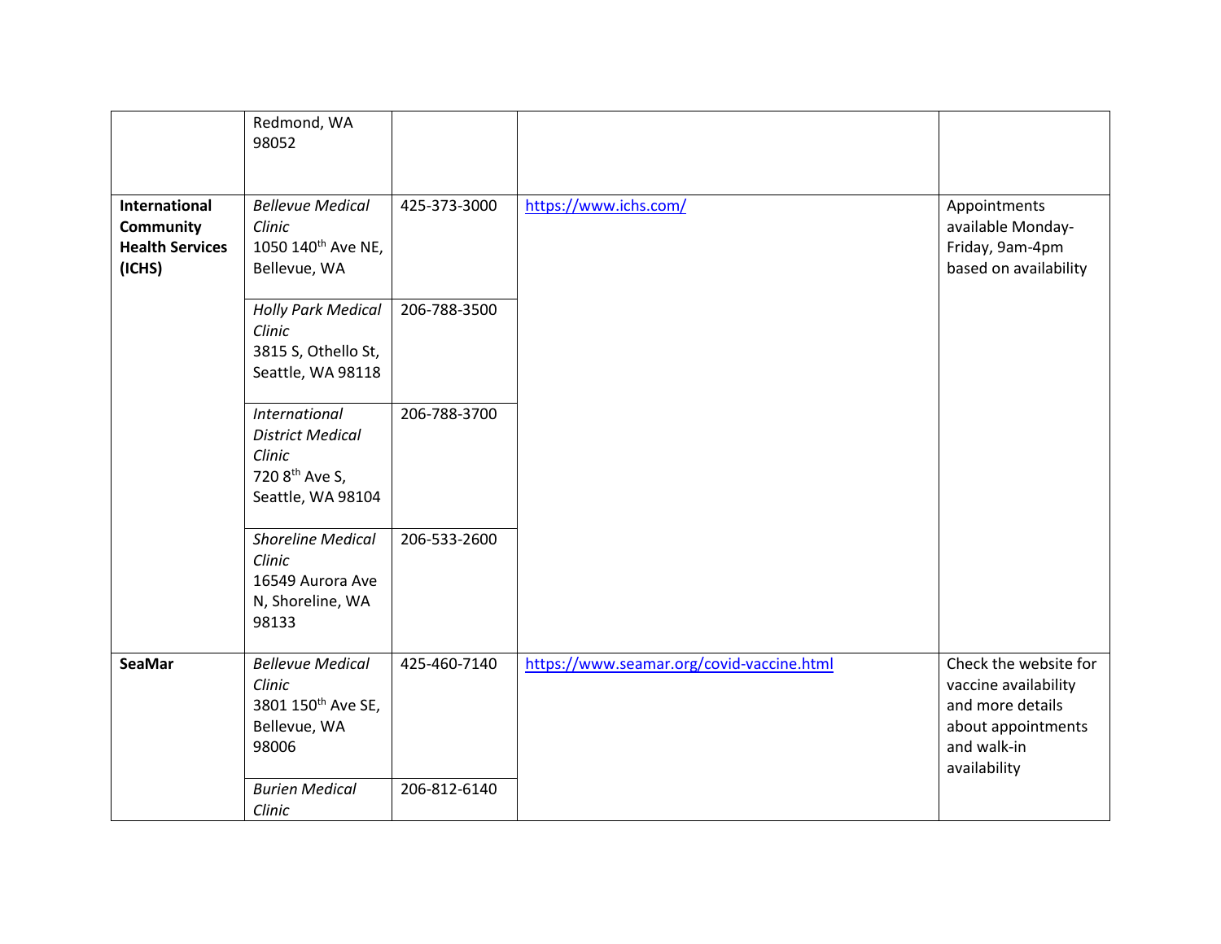| | | | | |
|---|---|---|---|---|
| | Redmond, WA 98052 | | | |
| **International Community Health Services (ICHS)** | *Bellevue Medical Clinic* 1050 140th Ave NE, Bellevue, WA | 425-373-3000 | https://www.ichs.com/ | Appointments available Monday-Friday, 9am-4pm based on availability |
| | *Holly Park Medical Clinic* 3815 S, Othello St, Seattle, WA 98118 | 206-788-3500 | | |
| | *International District Medical Clinic* 720 8th Ave S, Seattle, WA 98104 | 206-788-3700 | | |
| | *Shoreline Medical Clinic* 16549 Aurora Ave N, Shoreline, WA 98133 | 206-533-2600 | | |
| **SeaMar** | *Bellevue Medical Clinic* 3801 150th Ave SE, Bellevue, WA 98006 | 425-460-7140 | https://www.seamar.org/covid-vaccine.html | Check the website for vaccine availability and more details about appointments and walk-in availability |
| | *Burien Medical Clinic* | 206-812-6140 | | |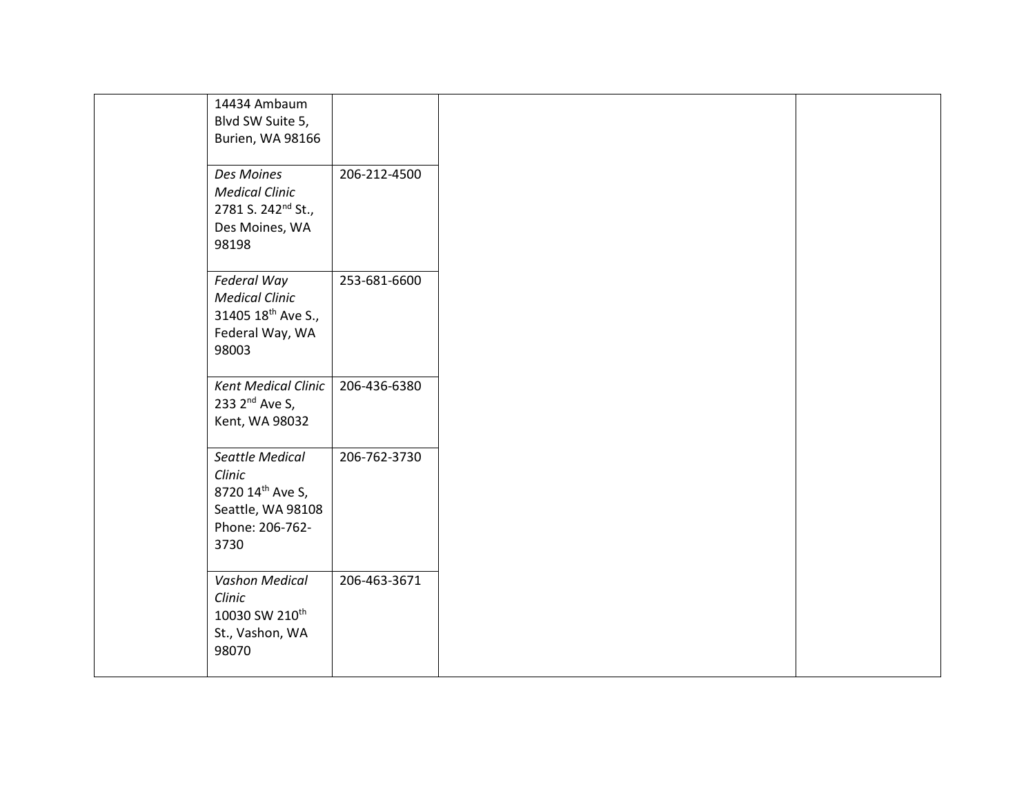| | | | | |
|---|---|---|---|---|
| | 14434 Ambaum Blvd SW Suite 5, Burien, WA 98166 | | | |
| | *Des Moines Medical Clinic* 2781 S. 242nd St., Des Moines, WA 98198 | 206-212-4500 | | |
| | *Federal Way Medical Clinic* 31405 18th Ave S., Federal Way, WA 98003 | 253-681-6600 | | |
| | *Kent Medical Clinic* 233 2nd Ave S, Kent, WA 98032 | 206-436-6380 | | |
| | *Seattle Medical Clinic* 8720 14th Ave S, Seattle, WA 98108 Phone: 206-762-3730 | 206-762-3730 | | |
| | *Vashon Medical Clinic* 10030 SW 210th St., Vashon, WA 98070 | 206-463-3671 | | |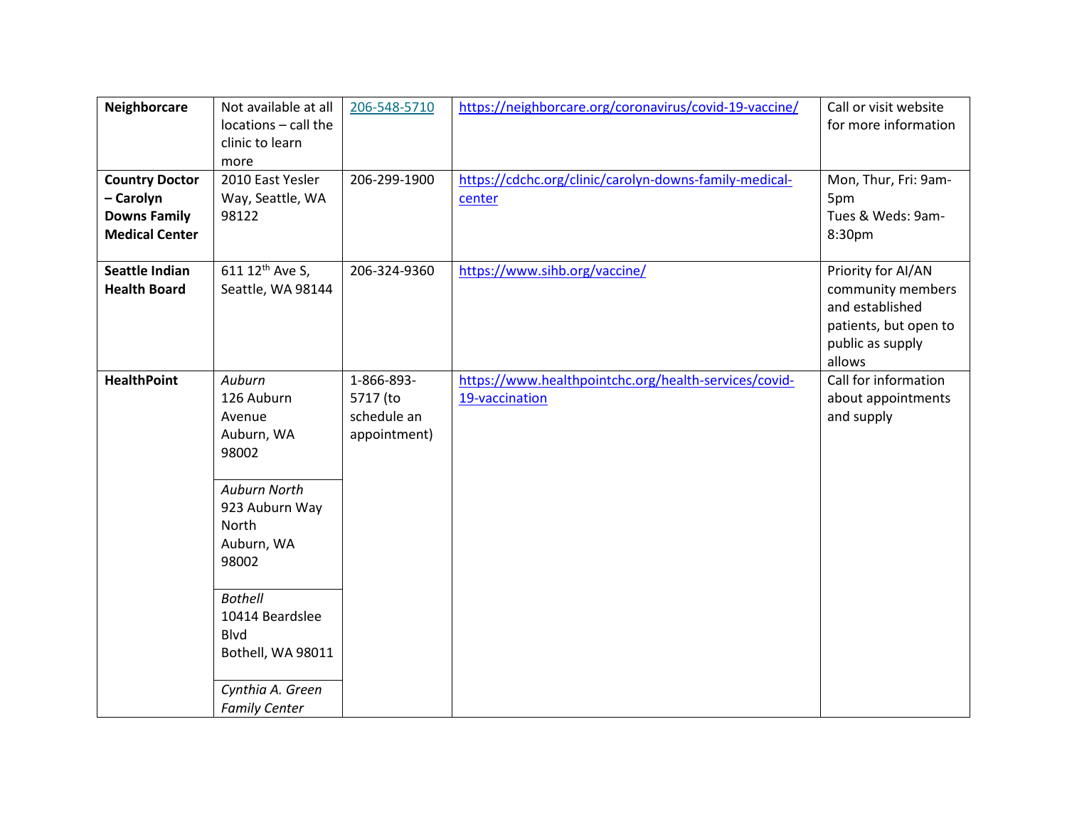| **Neighborcare** | Not available at all locations – call the clinic to learn more | 206-548-5710 | https://neighborcare.org/coronavirus/covid-19-vaccine/ | Call or visit website for more information |
|---|---|---|---|---|
| **Country Doctor – Carolyn Downs Family Medical Center** | 2010 East Yesler Way, Seattle, WA 98122 | 206-299-1900 | https://cdchc.org/clinic/carolyn-downs-family-medical-center | Mon, Thur, Fri: 9am-5pm<br>Tues & Weds: 9am-8:30pm |
| **Seattle Indian Health Board** | 611 12th Ave S, Seattle, WA 98144 | 206-324-9360 | https://www.sihb.org/vaccine/ | Priority for AI/AN community members and established patients, but open to public as supply allows |
| **HealthPoint** | *Auburn*<br>126 Auburn Avenue<br>Auburn, WA 98002 | 1-866-893-5717 (to schedule an appointment) | https://www.healthpointchc.org/health-services/covid-19-vaccination | Call for information about appointments and supply |
| | *Auburn North*<br>923 Auburn Way North<br>Auburn, WA 98002 | | | |
| | *Bothell*<br>10414 Beardslee Blvd<br>Bothell, WA 98011 | | | |
| | *Cynthia A. Green Family Center* | | | |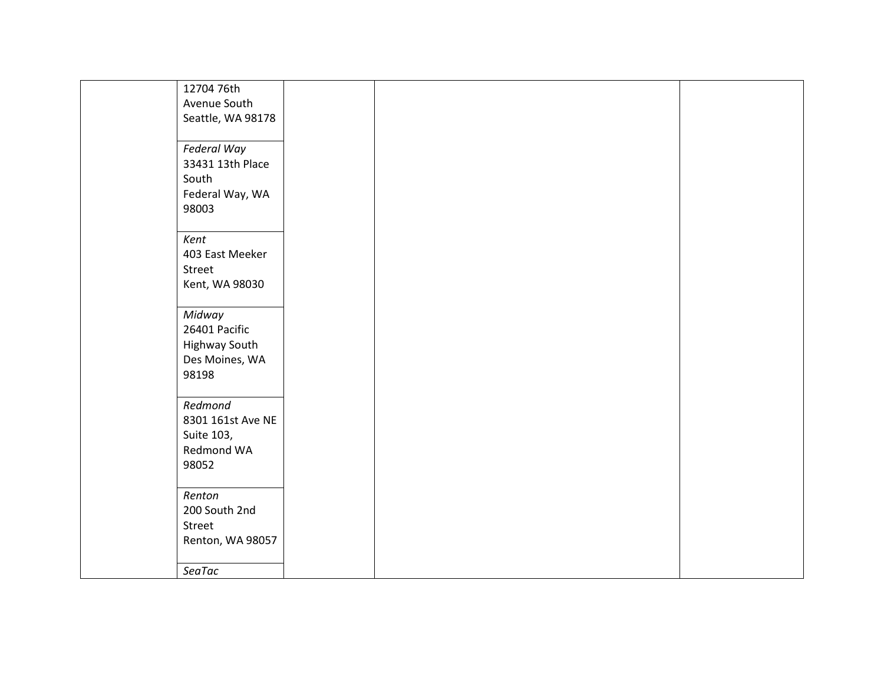| | | | | |
|---|---|---|---|---|
| | 12704 76th Avenue South Seattle, WA 98178 | | | |
| | *Federal Way* 33431 13th Place South Federal Way, WA 98003 | | | |
| | *Kent* 403 East Meeker Street Kent, WA 98030 | | | |
| | *Midway* 26401 Pacific Highway South Des Moines, WA 98198 | | | |
| | *Redmond* 8301 161st Ave NE Suite 103, Redmond WA 98052 | | | |
| | *Renton* 200 South 2nd Street Renton, WA 98057 | | | |
| | *SeaTac* | | | |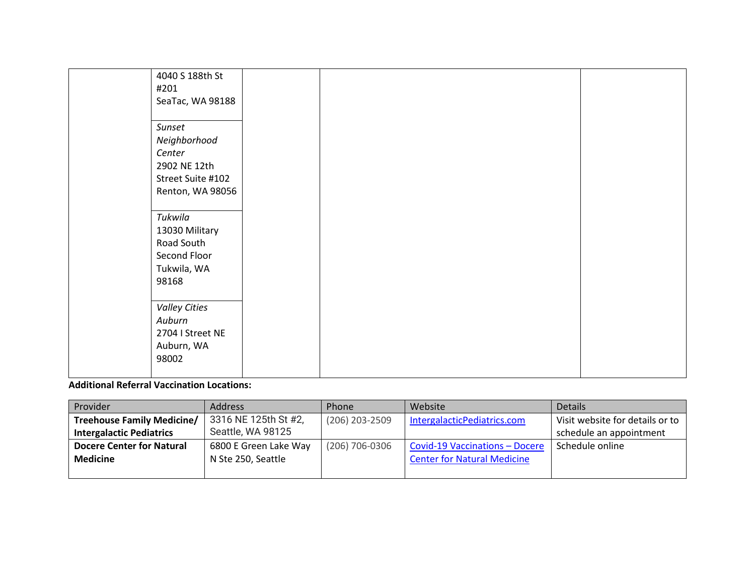| | | | | |
|---|---|---|---|---|
| | 4040 S 188th St #201 SeaTac, WA 98188 | | | |
| | *Sunset Neighborhood Center* 2902 NE 12th Street Suite #102 Renton, WA 98056 | | | |
| | *Tukwila* 13030 Military Road South Second Floor Tukwila, WA 98168 | | | |
| | *Valley Cities Auburn* 2704 I Street NE Auburn, WA 98002 | | | |

**Additional Referral Vaccination Locations:**

| Provider | Address | Phone | Website | Details |
|---|---|---|---|---|
| **Treehouse Family Medicine/ Intergalactic Pediatrics** | 3316 NE 125th St #2, Seattle, WA 98125 | (206) 203-2509 | IntergalacticPediatrics.com | Visit website for details or to schedule an appointment |
| **Docere Center for Natural Medicine** | 6800 E Green Lake Way N Ste 250, Seattle | (206) 706-0306 | Covid-19 Vaccinations – Docere Center for Natural Medicine | Schedule online |